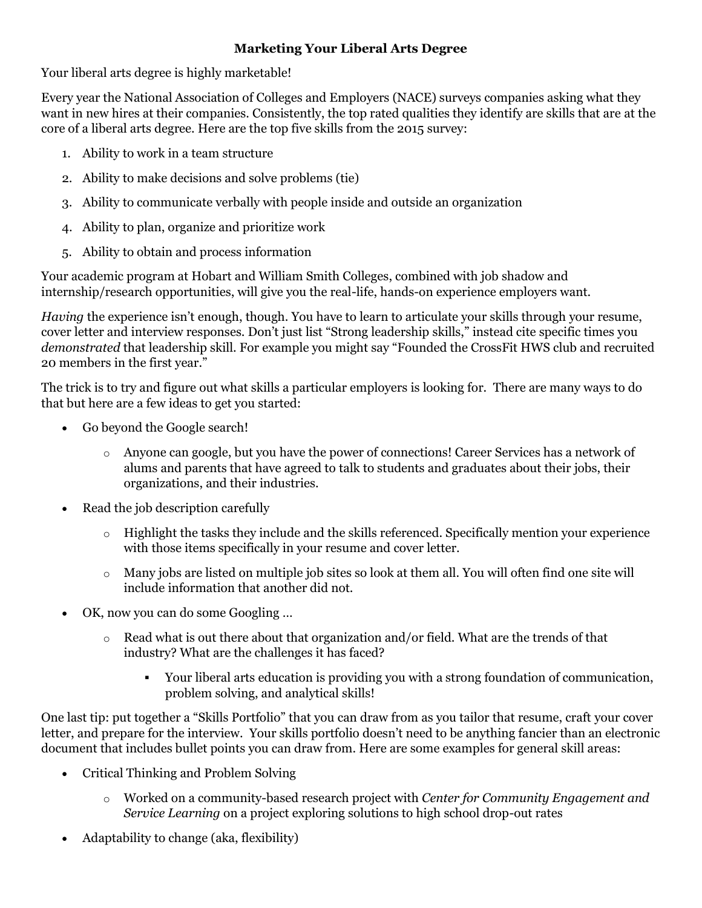# Marketing Your Liberal Arts Degree

Your liberal arts degree is highly marketable!

Every year the National Association of Colleges and Employers (NACE) surveys companies asking what they want in new hires at their companies. Consistently, the top rated qualities they identify are skills that are at the core of a liberal arts degree. Here are the top five skills from the 2015 survey:

1. Ability to work in a team structure
2. Ability to make decisions and solve problems (tie)
3. Ability to communicate verbally with people inside and outside an organization
4. Ability to plan, organize and prioritize work
5. Ability to obtain and process information

Your academic program at Hobart and William Smith Colleges, combined with job shadow and internship/research opportunities, will give you the real-life, hands-on experience employers want.

*Having* the experience isn't enough, though. You have to learn to articulate your skills through your resume, cover letter and interview responses. Don't just list "Strong leadership skills," instead cite specific times you *demonstrated* that leadership skill. For example you might say "Founded the CrossFit HWS club and recruited 20 members in the first year."

The trick is to try and figure out what skills a particular employers is looking for. There are many ways to do that but here are a few ideas to get you started:

- Go beyond the Google search!
  - Anyone can google, but you have the power of connections! Career Services has a network of alums and parents that have agreed to talk to students and graduates about their jobs, their organizations, and their industries.
- Read the job description carefully
  - Highlight the tasks they include and the skills referenced. Specifically mention your experience with those items specifically in your resume and cover letter.
  - Many jobs are listed on multiple job sites so look at them all. You will often find one site will include information that another did not.
- OK, now you can do some Googling …
  - Read what is out there about that organization and/or field. What are the trends of that industry? What are the challenges it has faced?
    - Your liberal arts education is providing you with a strong foundation of communication, problem solving, and analytical skills!

One last tip: put together a "Skills Portfolio" that you can draw from as you tailor that resume, craft your cover letter, and prepare for the interview. Your skills portfolio doesn't need to be anything fancier than an electronic document that includes bullet points you can draw from. Here are some examples for general skill areas:

- Critical Thinking and Problem Solving
  - Worked on a community-based research project with *Center for Community Engagement and Service Learning* on a project exploring solutions to high school drop-out rates
- Adaptability to change (aka, flexibility)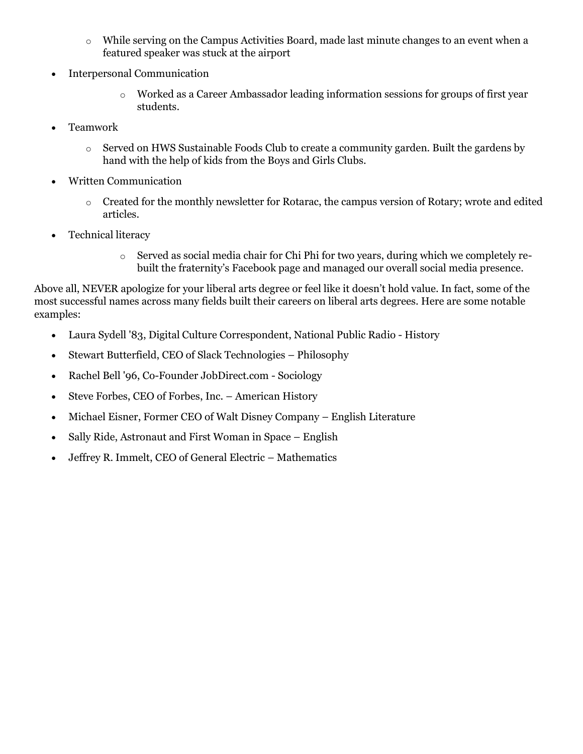- While serving on the Campus Activities Board, made last minute changes to an event when a featured speaker was stuck at the airport

- Interpersonal Communication
  - Worked as a Career Ambassador leading information sessions for groups of first year students.
- Teamwork
  - Served on HWS Sustainable Foods Club to create a community garden. Built the gardens by hand with the help of kids from the Boys and Girls Clubs.
- Written Communication
  - Created for the monthly newsletter for Rotarac, the campus version of Rotary; wrote and edited articles.
- Technical literacy
  - Served as social media chair for Chi Phi for two years, during which we completely re-built the fraternity's Facebook page and managed our overall social media presence.

Above all, NEVER apologize for your liberal arts degree or feel like it doesn't hold value. In fact, some of the most successful names across many fields built their careers on liberal arts degrees. Here are some notable examples:

- Laura Sydell '83, Digital Culture Correspondent, National Public Radio - History
- Stewart Butterfield, CEO of Slack Technologies – Philosophy
- Rachel Bell '96, Co-Founder JobDirect.com - Sociology
- Steve Forbes, CEO of Forbes, Inc. – American History
- Michael Eisner, Former CEO of Walt Disney Company – English Literature
- Sally Ride, Astronaut and First Woman in Space – English
- Jeffrey R. Immelt, CEO of General Electric – Mathematics